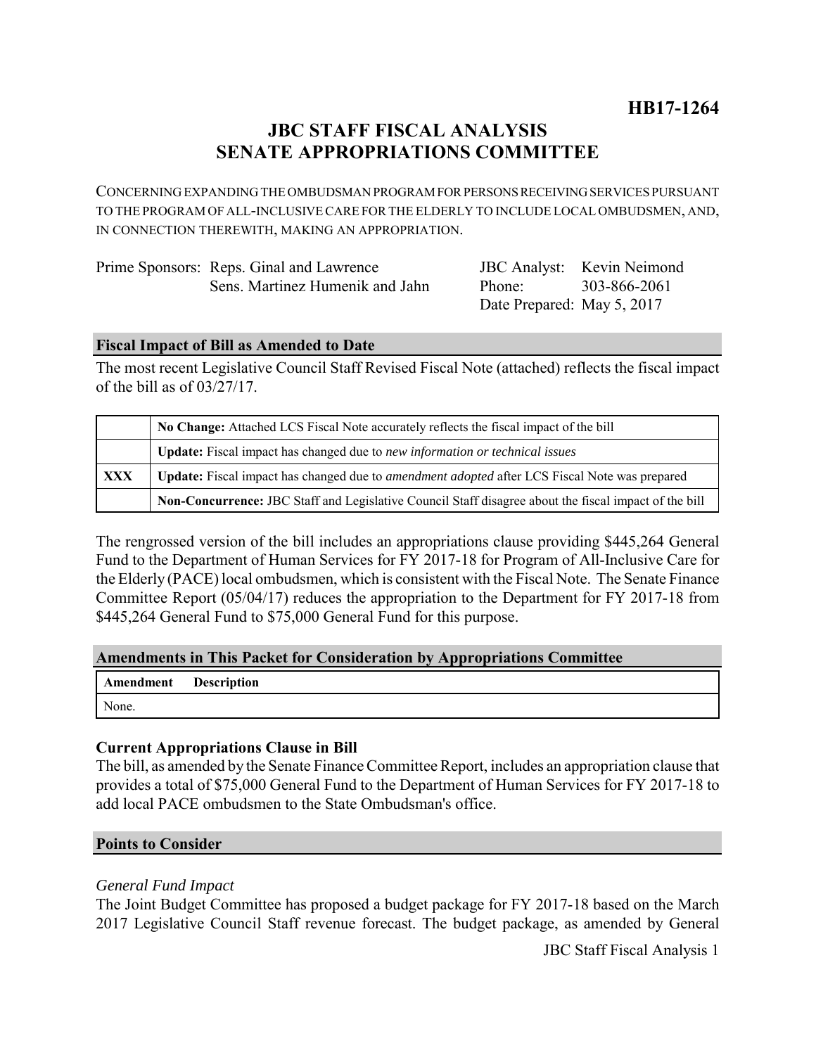**HB17-1264**

# JBC STAFF FISCAL ANALYSIS
# SENATE APPROPRIATIONS COMMITTEE

CONCERNING EXPANDING THE OMBUDSMAN PROGRAM FOR PERSONS RECEIVING SERVICES PURSUANT TO THE PROGRAM OF ALL-INCLUSIVE CARE FOR THE ELDERLY TO INCLUDE LOCAL OMBUDSMEN, AND, IN CONNECTION THEREWITH, MAKING AN APPROPRIATION.

| | |
|---|---|
| Prime Sponsors: Reps. Ginal and Lawrence<br>Sens. Martinez Humenik and Jahn | JBC Analyst: Kevin Neimond<br>Phone: 303-866-2061<br>Date Prepared: May 5, 2017 |

## Fiscal Impact of Bill as Amended to Date

The most recent Legislative Council Staff Revised Fiscal Note (attached) reflects the fiscal impact of the bill as of 03/27/17.

| | |
|---|---|
| | **No Change:** Attached LCS Fiscal Note accurately reflects the fiscal impact of the bill |
| | **Update:** Fiscal impact has changed due to *new information or technical issues* |
| **XXX** | **Update:** Fiscal impact has changed due to *amendment adopted* after LCS Fiscal Note was prepared |
| | **Non-Concurrence:** JBC Staff and Legislative Council Staff disagree about the fiscal impact of the bill |

The rengrossed version of the bill includes an appropriations clause providing $445,264 General Fund to the Department of Human Services for FY 2017-18 for Program of All-Inclusive Care for the Elderly (PACE) local ombudsmen, which is consistent with the Fiscal Note. The Senate Finance Committee Report (05/04/17) reduces the appropriation to the Department for FY 2017-18 from $445,264 General Fund to $75,000 General Fund for this purpose.

## Amendments in This Packet for Consideration by Appropriations Committee

| Amendment | Description |
|---|---|
| None. | |

### Current Appropriations Clause in Bill

The bill, as amended by the Senate Finance Committee Report, includes an appropriation clause that provides a total of $75,000 General Fund to the Department of Human Services for FY 2017-18 to add local PACE ombudsmen to the State Ombudsman's office.

## Points to Consider

*General Fund Impact*

The Joint Budget Committee has proposed a budget package for FY 2017-18 based on the March 2017 Legislative Council Staff revenue forecast. The budget package, as amended by General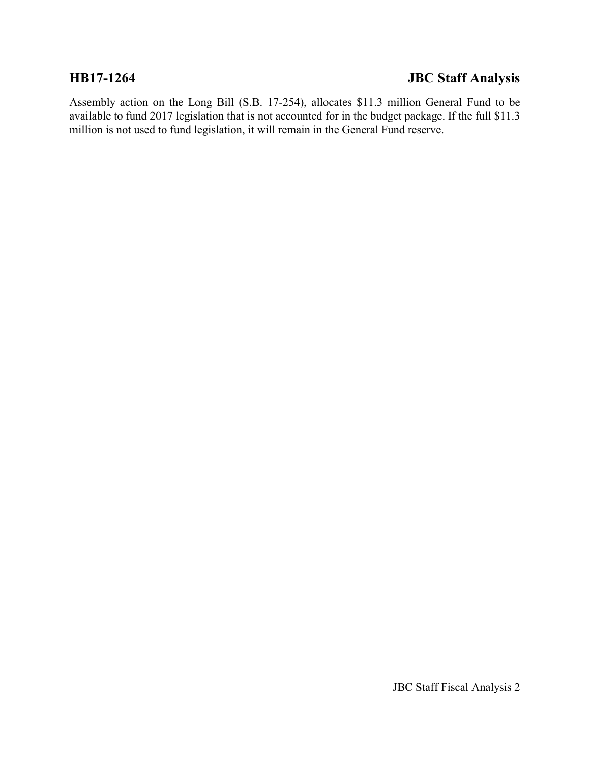Assembly action on the Long Bill (S.B. 17-254), allocates $11.3 million General Fund to be available to fund 2017 legislation that is not accounted for in the budget package. If the full $11.3 million is not used to fund legislation, it will remain in the General Fund reserve.